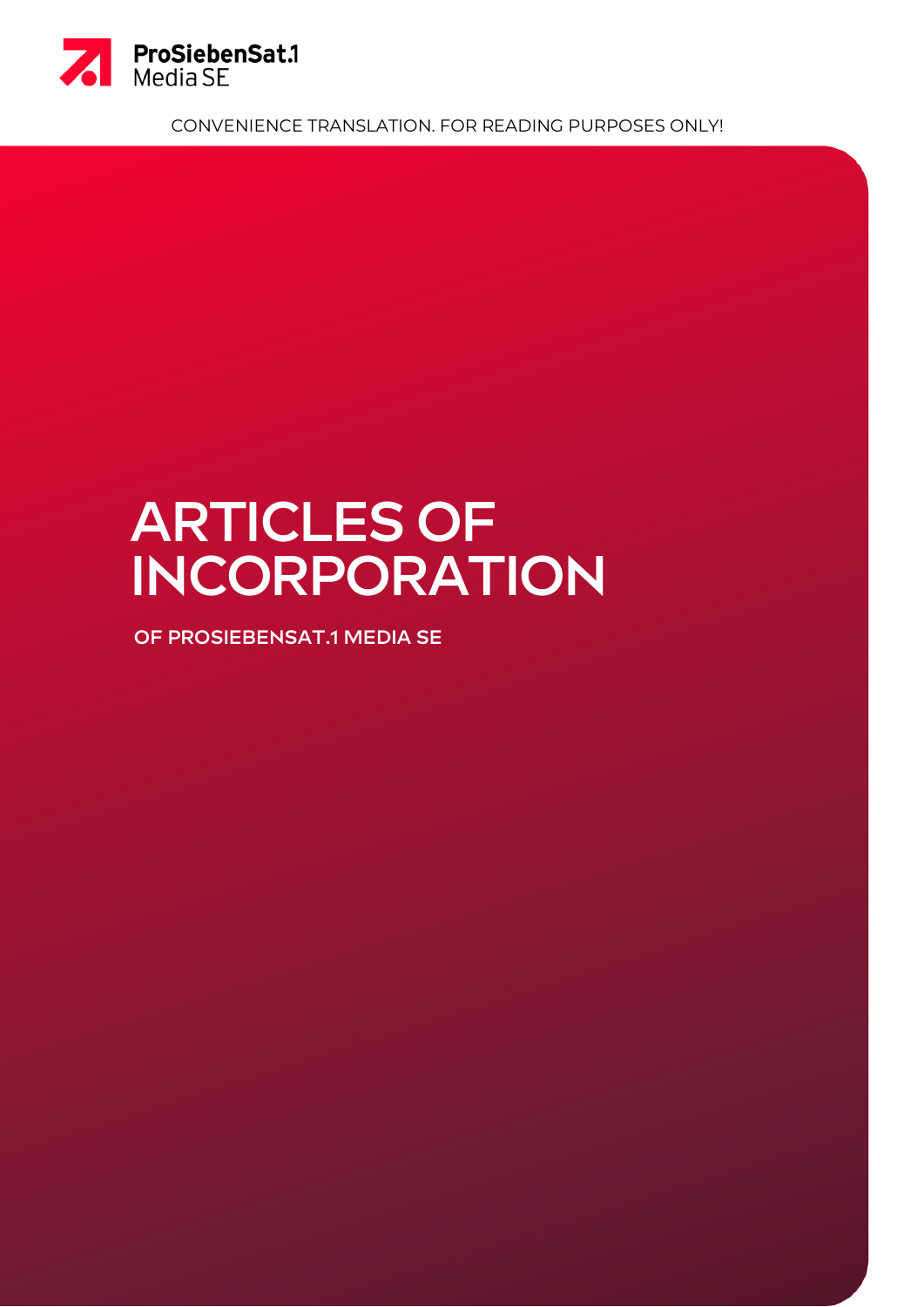ProSiebenSat.1 Media SE

CONVENIENCE TRANSLATION. FOR READING PURPOSES ONLY!

# ARTICLES OF INCORPORATION

OF PROSIEBENSAT.1 MEDIA SE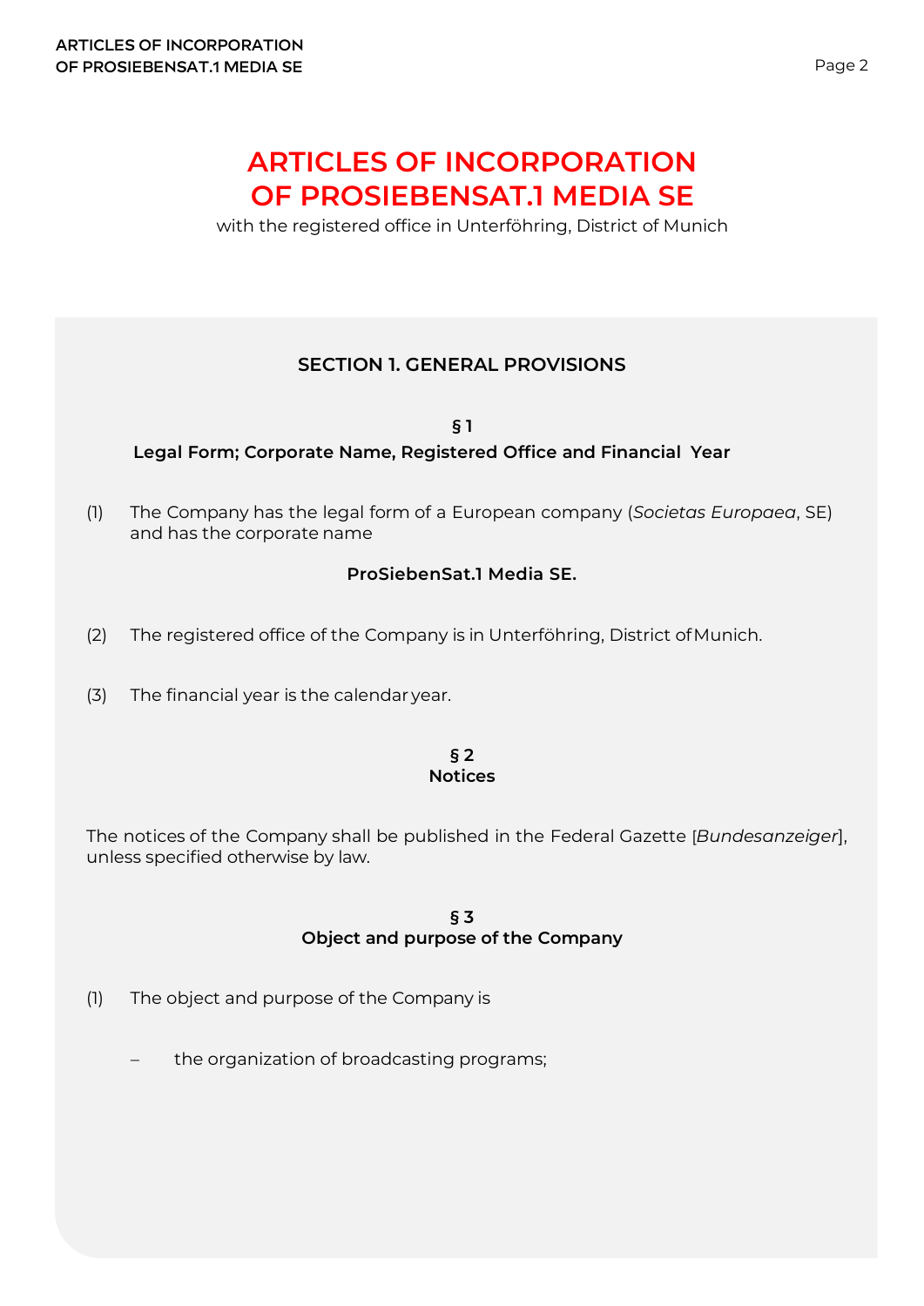# ARTICLES OF INCORPORATION OF PROSIEBENSAT.1 MEDIA SE

with the registered office in Unterföhring, District of Munich

## SECTION 1. GENERAL PROVISIONS

### § 1
### Legal Form; Corporate Name, Registered Office and Financial Year

(1) The Company has the legal form of a European company (*Societas Europaea*, SE) and has the corporate name

**ProSiebenSat.1 Media SE.**

(2) The registered office of the Company is in Unterföhring, District of Munich.

(3) The financial year is the calendar year.

### § 2
### Notices

The notices of the Company shall be published in the Federal Gazette [*Bundesanzeiger*], unless specified otherwise by law.

### § 3
### Object and purpose of the Company

(1) The object and purpose of the Company is

- the organization of broadcasting programs;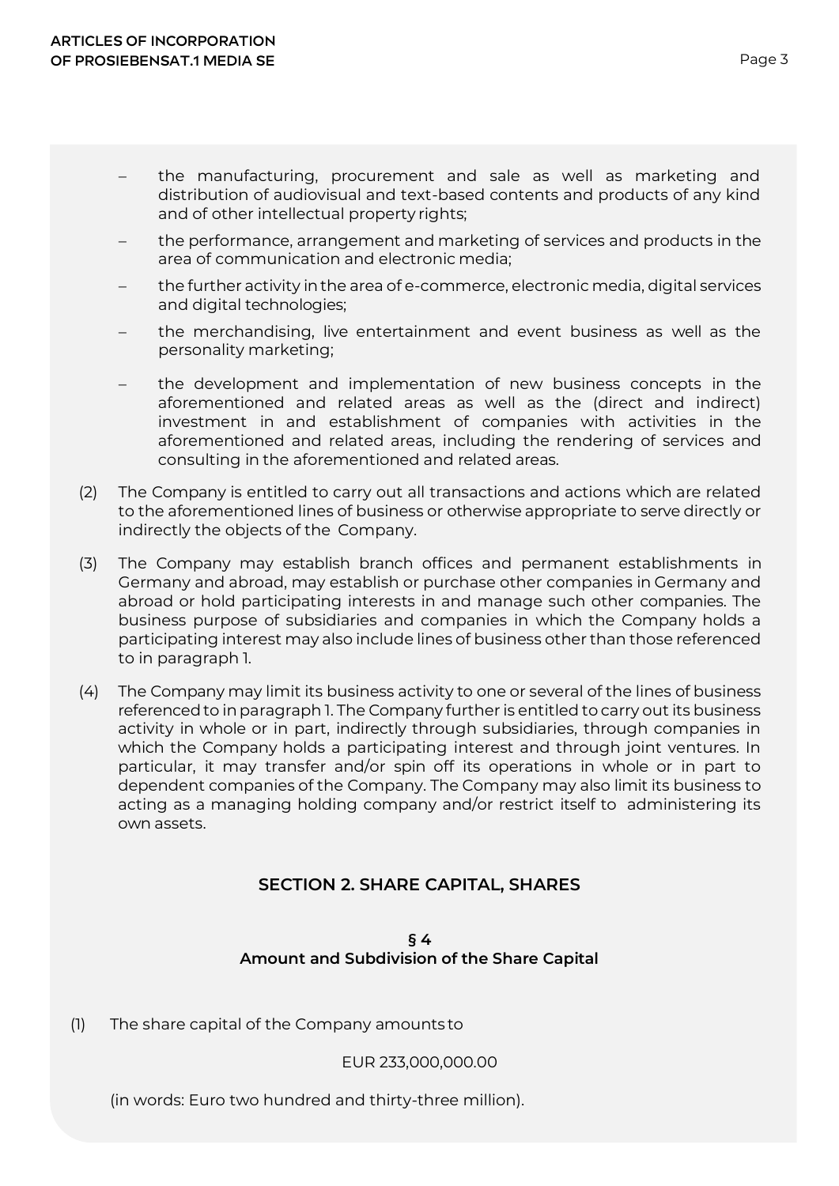- the manufacturing, procurement and sale as well as marketing and distribution of audiovisual and text-based contents and products of any kind and of other intellectual property rights;
- the performance, arrangement and marketing of services and products in the area of communication and electronic media;
- the further activity in the area of e-commerce, electronic media, digital services and digital technologies;
- the merchandising, live entertainment and event business as well as the personality marketing;
- the development and implementation of new business concepts in the aforementioned and related areas as well as the (direct and indirect) investment in and establishment of companies with activities in the aforementioned and related areas, including the rendering of services and consulting in the aforementioned and related areas.

(2) The Company is entitled to carry out all transactions and actions which are related to the aforementioned lines of business or otherwise appropriate to serve directly or indirectly the objects of the Company.

(3) The Company may establish branch offices and permanent establishments in Germany and abroad, may establish or purchase other companies in Germany and abroad or hold participating interests in and manage such other companies. The business purpose of subsidiaries and companies in which the Company holds a participating interest may also include lines of business other than those referenced to in paragraph 1.

(4) The Company may limit its business activity to one or several of the lines of business referenced to in paragraph 1. The Company further is entitled to carry out its business activity in whole or in part, indirectly through subsidiaries, through companies in which the Company holds a participating interest and through joint ventures. In particular, it may transfer and/or spin off its operations in whole or in part to dependent companies of the Company. The Company may also limit its business to acting as a managing holding company and/or restrict itself to administering its own assets.

## SECTION 2. SHARE CAPITAL, SHARES

### § 4
### Amount and Subdivision of the Share Capital

(1) The share capital of the Company amounts to

EUR 233,000,000.00

(in words: Euro two hundred and thirty-three million).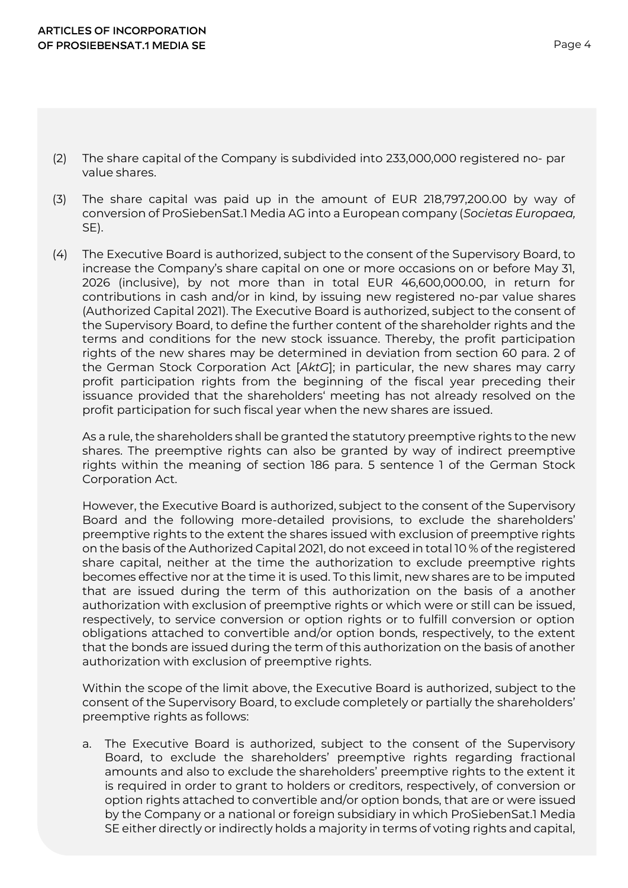(2) The share capital of the Company is subdivided into 233,000,000 registered no- par value shares.

(3) The share capital was paid up in the amount of EUR 218,797,200.00 by way of conversion of ProSiebenSat.1 Media AG into a European company (*Societas Europaea,* SE).

(4) The Executive Board is authorized, subject to the consent of the Supervisory Board, to increase the Company's share capital on one or more occasions on or before May 31, 2026 (inclusive), by not more than in total EUR 46,600,000.00, in return for contributions in cash and/or in kind, by issuing new registered no-par value shares (Authorized Capital 2021). The Executive Board is authorized, subject to the consent of the Supervisory Board, to define the further content of the shareholder rights and the terms and conditions for the new stock issuance. Thereby, the profit participation rights of the new shares may be determined in deviation from section 60 para. 2 of the German Stock Corporation Act [*AktG*]; in particular, the new shares may carry profit participation rights from the beginning of the fiscal year preceding their issuance provided that the shareholders' meeting has not already resolved on the profit participation for such fiscal year when the new shares are issued.

As a rule, the shareholders shall be granted the statutory preemptive rights to the new shares. The preemptive rights can also be granted by way of indirect preemptive rights within the meaning of section 186 para. 5 sentence 1 of the German Stock Corporation Act.

However, the Executive Board is authorized, subject to the consent of the Supervisory Board and the following more-detailed provisions, to exclude the shareholders' preemptive rights to the extent the shares issued with exclusion of preemptive rights on the basis of the Authorized Capital 2021, do not exceed in total 10 % of the registered share capital, neither at the time the authorization to exclude preemptive rights becomes effective nor at the time it is used. To this limit, new shares are to be imputed that are issued during the term of this authorization on the basis of a another authorization with exclusion of preemptive rights or which were or still can be issued, respectively, to service conversion or option rights or to fulfill conversion or option obligations attached to convertible and/or option bonds, respectively, to the extent that the bonds are issued during the term of this authorization on the basis of another authorization with exclusion of preemptive rights.

Within the scope of the limit above, the Executive Board is authorized, subject to the consent of the Supervisory Board, to exclude completely or partially the shareholders' preemptive rights as follows:

a. The Executive Board is authorized, subject to the consent of the Supervisory Board, to exclude the shareholders' preemptive rights regarding fractional amounts and also to exclude the shareholders' preemptive rights to the extent it is required in order to grant to holders or creditors, respectively, of conversion or option rights attached to convertible and/or option bonds, that are or were issued by the Company or a national or foreign subsidiary in which ProSiebenSat.1 Media SE either directly or indirectly holds a majority in terms of voting rights and capital,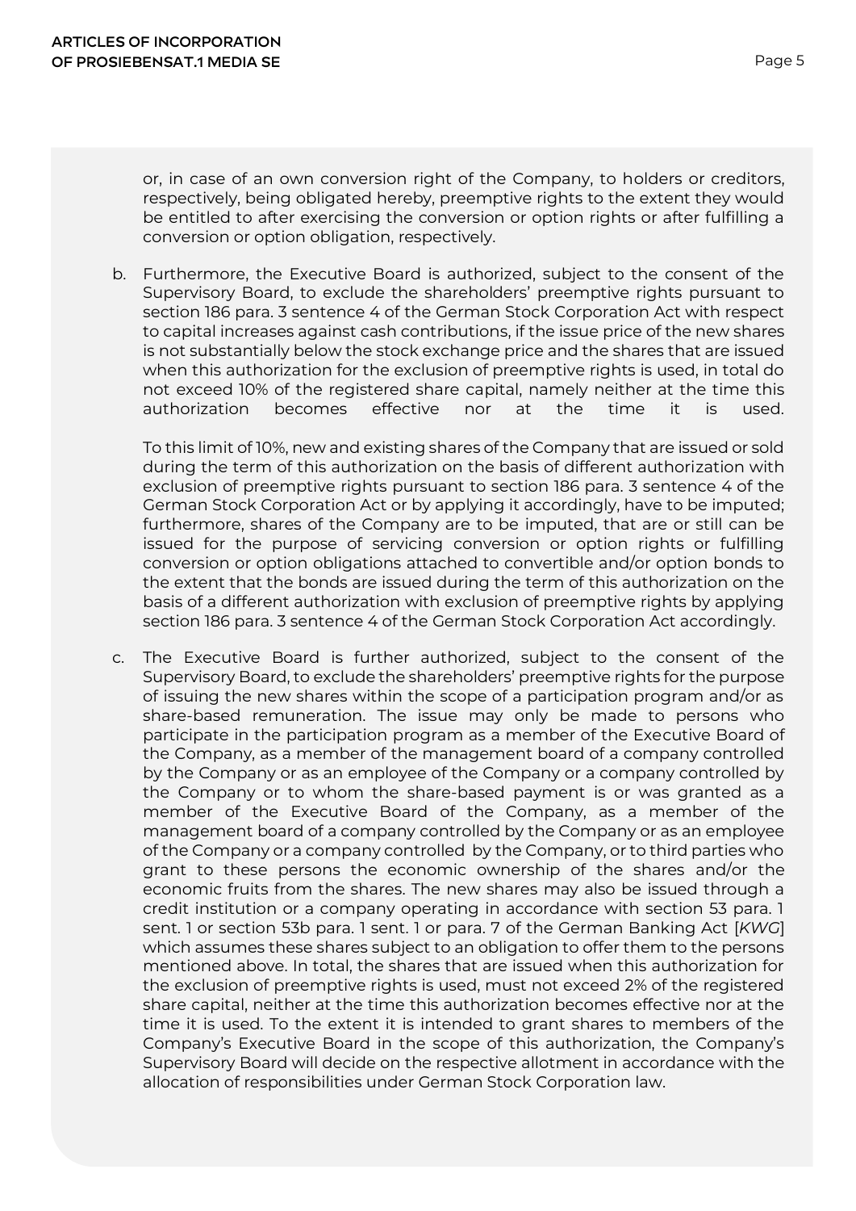or, in case of an own conversion right of the Company, to holders or creditors, respectively, being obligated hereby, preemptive rights to the extent they would be entitled to after exercising the conversion or option rights or after fulfilling a conversion or option obligation, respectively.

b. Furthermore, the Executive Board is authorized, subject to the consent of the Supervisory Board, to exclude the shareholders' preemptive rights pursuant to section 186 para. 3 sentence 4 of the German Stock Corporation Act with respect to capital increases against cash contributions, if the issue price of the new shares is not substantially below the stock exchange price and the shares that are issued when this authorization for the exclusion of preemptive rights is used, in total do not exceed 10% of the registered share capital, namely neither at the time this authorization becomes effective nor at the time it is used.

   To this limit of 10%, new and existing shares of the Company that are issued or sold during the term of this authorization on the basis of different authorization with exclusion of preemptive rights pursuant to section 186 para. 3 sentence 4 of the German Stock Corporation Act or by applying it accordingly, have to be imputed; furthermore, shares of the Company are to be imputed, that are or still can be issued for the purpose of servicing conversion or option rights or fulfilling conversion or option obligations attached to convertible and/or option bonds to the extent that the bonds are issued during the term of this authorization on the basis of a different authorization with exclusion of preemptive rights by applying section 186 para. 3 sentence 4 of the German Stock Corporation Act accordingly.

c. The Executive Board is further authorized, subject to the consent of the Supervisory Board, to exclude the shareholders' preemptive rights for the purpose of issuing the new shares within the scope of a participation program and/or as share-based remuneration. The issue may only be made to persons who participate in the participation program as a member of the Executive Board of the Company, as a member of the management board of a company controlled by the Company or as an employee of the Company or a company controlled by the Company or to whom the share-based payment is or was granted as a member of the Executive Board of the Company, as a member of the management board of a company controlled by the Company or as an employee of the Company or a company controlled by the Company, or to third parties who grant to these persons the economic ownership of the shares and/or the economic fruits from the shares. The new shares may also be issued through a credit institution or a company operating in accordance with section 53 para. 1 sent. 1 or section 53b para. 1 sent. 1 or para. 7 of the German Banking Act [*KWG*] which assumes these shares subject to an obligation to offer them to the persons mentioned above. In total, the shares that are issued when this authorization for the exclusion of preemptive rights is used, must not exceed 2% of the registered share capital, neither at the time this authorization becomes effective nor at the time it is used. To the extent it is intended to grant shares to members of the Company's Executive Board in the scope of this authorization, the Company's Supervisory Board will decide on the respective allotment in accordance with the allocation of responsibilities under German Stock Corporation law.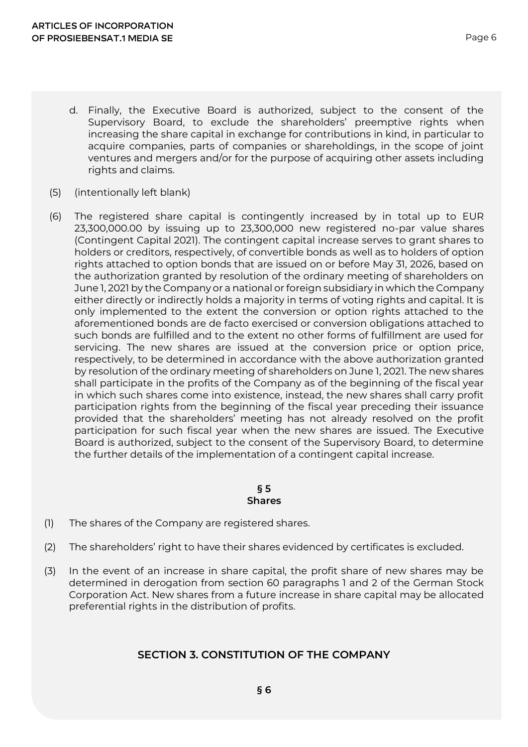d. Finally, the Executive Board is authorized, subject to the consent of the Supervisory Board, to exclude the shareholders' preemptive rights when increasing the share capital in exchange for contributions in kind, in particular to acquire companies, parts of companies or shareholdings, in the scope of joint ventures and mergers and/or for the purpose of acquiring other assets including rights and claims.

(5) (intentionally left blank)

(6) The registered share capital is contingently increased by in total up to EUR 23,300,000.00 by issuing up to 23,300,000 new registered no-par value shares (Contingent Capital 2021). The contingent capital increase serves to grant shares to holders or creditors, respectively, of convertible bonds as well as to holders of option rights attached to option bonds that are issued on or before May 31, 2026, based on the authorization granted by resolution of the ordinary meeting of shareholders on June 1, 2021 by the Company or a national or foreign subsidiary in which the Company either directly or indirectly holds a majority in terms of voting rights and capital. It is only implemented to the extent the conversion or option rights attached to the aforementioned bonds are de facto exercised or conversion obligations attached to such bonds are fulfilled and to the extent no other forms of fulfillment are used for servicing. The new shares are issued at the conversion price or option price, respectively, to be determined in accordance with the above authorization granted by resolution of the ordinary meeting of shareholders on June 1, 2021. The new shares shall participate in the profits of the Company as of the beginning of the fiscal year in which such shares come into existence, instead, the new shares shall carry profit participation rights from the beginning of the fiscal year preceding their issuance provided that the shareholders' meeting has not already resolved on the profit participation for such fiscal year when the new shares are issued. The Executive Board is authorized, subject to the consent of the Supervisory Board, to determine the further details of the implementation of a contingent capital increase.

### § 5
### Shares

(1) The shares of the Company are registered shares.

(2) The shareholders' right to have their shares evidenced by certificates is excluded.

(3) In the event of an increase in share capital, the profit share of new shares may be determined in derogation from section 60 paragraphs 1 and 2 of the German Stock Corporation Act. New shares from a future increase in share capital may be allocated preferential rights in the distribution of profits.

## SECTION 3. CONSTITUTION OF THE COMPANY

### § 6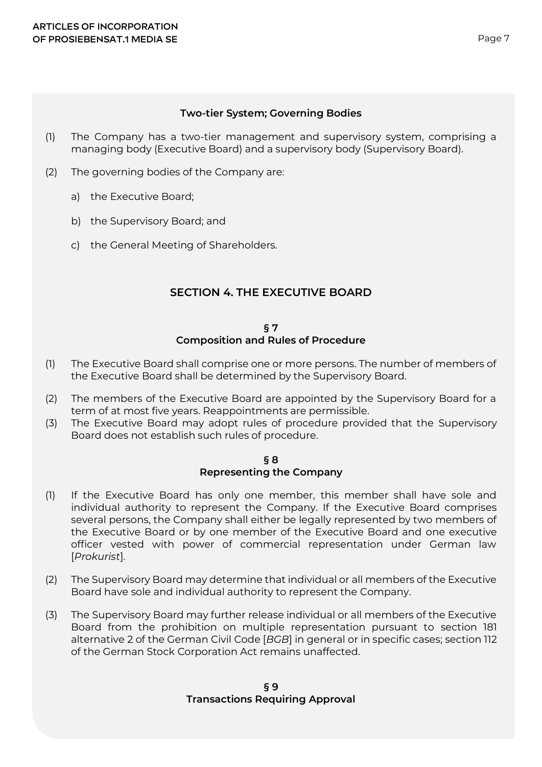**Two-tier System; Governing Bodies**

(1) The Company has a two-tier management and supervisory system, comprising a managing body (Executive Board) and a supervisory body (Supervisory Board).

(2) The governing bodies of the Company are:

a) the Executive Board;

b) the Supervisory Board; and

c) the General Meeting of Shareholders.

## SECTION 4. THE EXECUTIVE BOARD

### § 7
### Composition and Rules of Procedure

(1) The Executive Board shall comprise one or more persons. The number of members of the Executive Board shall be determined by the Supervisory Board.

(2) The members of the Executive Board are appointed by the Supervisory Board for a term of at most five years. Reappointments are permissible.

(3) The Executive Board may adopt rules of procedure provided that the Supervisory Board does not establish such rules of procedure.

### § 8
### Representing the Company

(1) If the Executive Board has only one member, this member shall have sole and individual authority to represent the Company. If the Executive Board comprises several persons, the Company shall either be legally represented by two members of the Executive Board or by one member of the Executive Board and one executive officer vested with power of commercial representation under German law [*Prokurist*].

(2) The Supervisory Board may determine that individual or all members of the Executive Board have sole and individual authority to represent the Company.

(3) The Supervisory Board may further release individual or all members of the Executive Board from the prohibition on multiple representation pursuant to section 181 alternative 2 of the German Civil Code [*BGB*] in general or in specific cases; section 112 of the German Stock Corporation Act remains unaffected.

### § 9
### Transactions Requiring Approval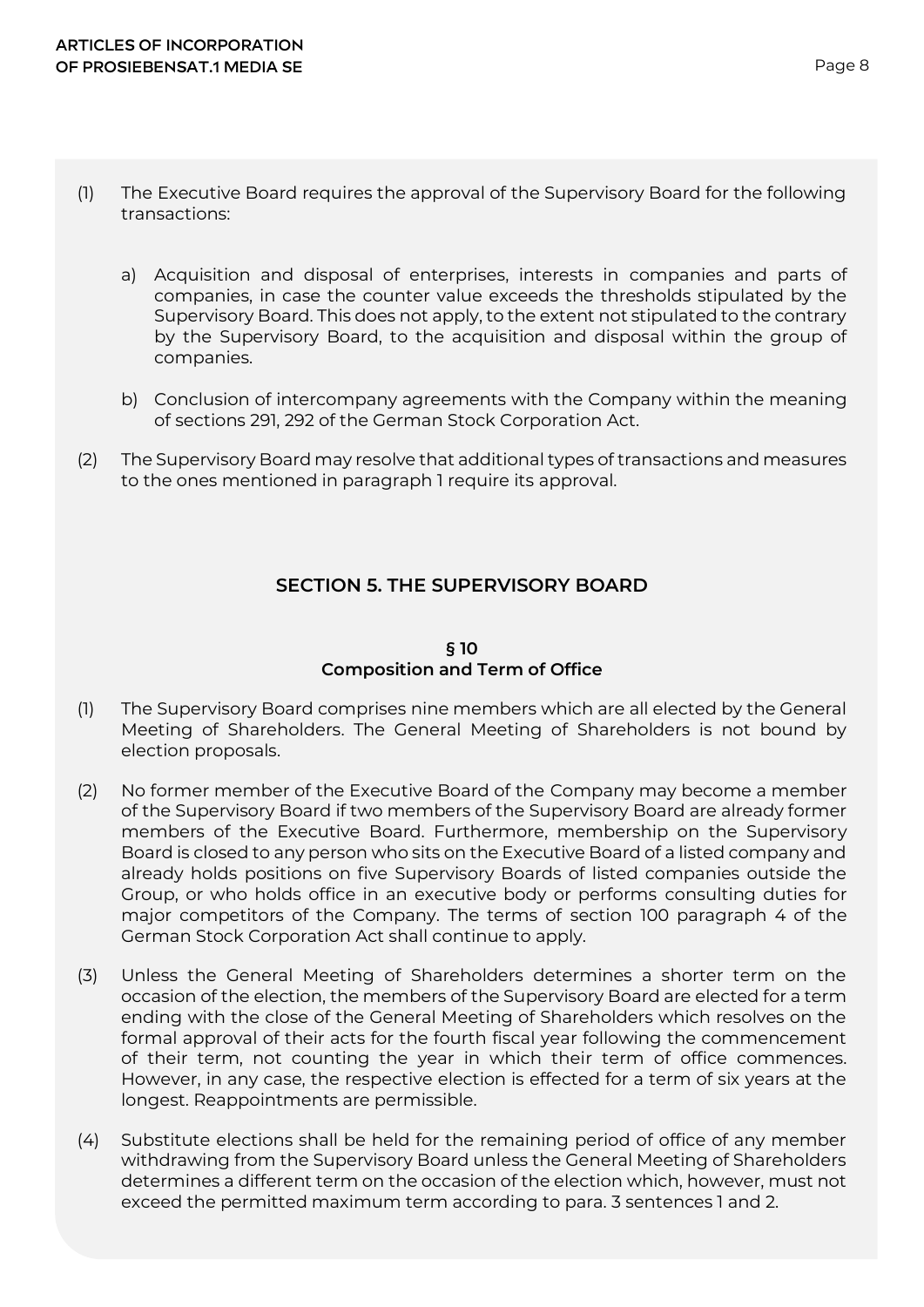(1) The Executive Board requires the approval of the Supervisory Board for the following transactions:

   a) Acquisition and disposal of enterprises, interests in companies and parts of companies, in case the counter value exceeds the thresholds stipulated by the Supervisory Board. This does not apply, to the extent not stipulated to the contrary by the Supervisory Board, to the acquisition and disposal within the group of companies.

   b) Conclusion of intercompany agreements with the Company within the meaning of sections 291, 292 of the German Stock Corporation Act.

(2) The Supervisory Board may resolve that additional types of transactions and measures to the ones mentioned in paragraph 1 require its approval.

## SECTION 5. THE SUPERVISORY BOARD

### § 10
### Composition and Term of Office

(1) The Supervisory Board comprises nine members which are all elected by the General Meeting of Shareholders. The General Meeting of Shareholders is not bound by election proposals.

(2) No former member of the Executive Board of the Company may become a member of the Supervisory Board if two members of the Supervisory Board are already former members of the Executive Board. Furthermore, membership on the Supervisory Board is closed to any person who sits on the Executive Board of a listed company and already holds positions on five Supervisory Boards of listed companies outside the Group, or who holds office in an executive body or performs consulting duties for major competitors of the Company. The terms of section 100 paragraph 4 of the German Stock Corporation Act shall continue to apply.

(3) Unless the General Meeting of Shareholders determines a shorter term on the occasion of the election, the members of the Supervisory Board are elected for a term ending with the close of the General Meeting of Shareholders which resolves on the formal approval of their acts for the fourth fiscal year following the commencement of their term, not counting the year in which their term of office commences. However, in any case, the respective election is effected for a term of six years at the longest. Reappointments are permissible.

(4) Substitute elections shall be held for the remaining period of office of any member withdrawing from the Supervisory Board unless the General Meeting of Shareholders determines a different term on the occasion of the election which, however, must not exceed the permitted maximum term according to para. 3 sentences 1 and 2.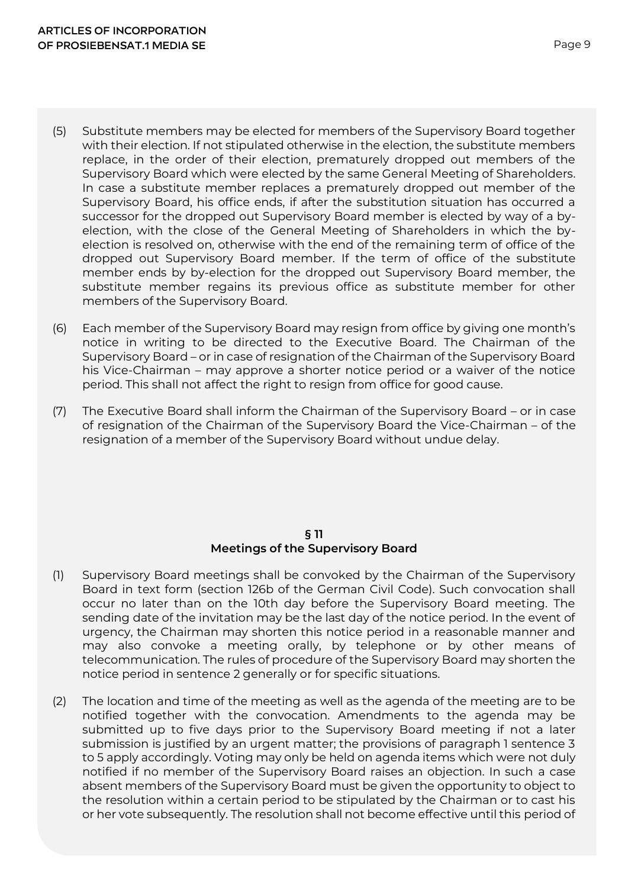(5) Substitute members may be elected for members of the Supervisory Board together with their election. If not stipulated otherwise in the election, the substitute members replace, in the order of their election, prematurely dropped out members of the Supervisory Board which were elected by the same General Meeting of Shareholders. In case a substitute member replaces a prematurely dropped out member of the Supervisory Board, his office ends, if after the substitution situation has occurred a successor for the dropped out Supervisory Board member is elected by way of a by-election, with the close of the General Meeting of Shareholders in which the by-election is resolved on, otherwise with the end of the remaining term of office of the dropped out Supervisory Board member. If the term of office of the substitute member ends by by-election for the dropped out Supervisory Board member, the substitute member regains its previous office as substitute member for other members of the Supervisory Board.

(6) Each member of the Supervisory Board may resign from office by giving one month's notice in writing to be directed to the Executive Board. The Chairman of the Supervisory Board – or in case of resignation of the Chairman of the Supervisory Board his Vice-Chairman – may approve a shorter notice period or a waiver of the notice period. This shall not affect the right to resign from office for good cause.

(7) The Executive Board shall inform the Chairman of the Supervisory Board – or in case of resignation of the Chairman of the Supervisory Board the Vice-Chairman – of the resignation of a member of the Supervisory Board without undue delay.

## § 11
## Meetings of the Supervisory Board

(1) Supervisory Board meetings shall be convoked by the Chairman of the Supervisory Board in text form (section 126b of the German Civil Code). Such convocation shall occur no later than on the 10th day before the Supervisory Board meeting. The sending date of the invitation may be the last day of the notice period. In the event of urgency, the Chairman may shorten this notice period in a reasonable manner and may also convoke a meeting orally, by telephone or by other means of telecommunication. The rules of procedure of the Supervisory Board may shorten the notice period in sentence 2 generally or for specific situations.

(2) The location and time of the meeting as well as the agenda of the meeting are to be notified together with the convocation. Amendments to the agenda may be submitted up to five days prior to the Supervisory Board meeting if not a later submission is justified by an urgent matter; the provisions of paragraph 1 sentence 3 to 5 apply accordingly. Voting may only be held on agenda items which were not duly notified if no member of the Supervisory Board raises an objection. In such a case absent members of the Supervisory Board must be given the opportunity to object to the resolution within a certain period to be stipulated by the Chairman or to cast his or her vote subsequently. The resolution shall not become effective until this period of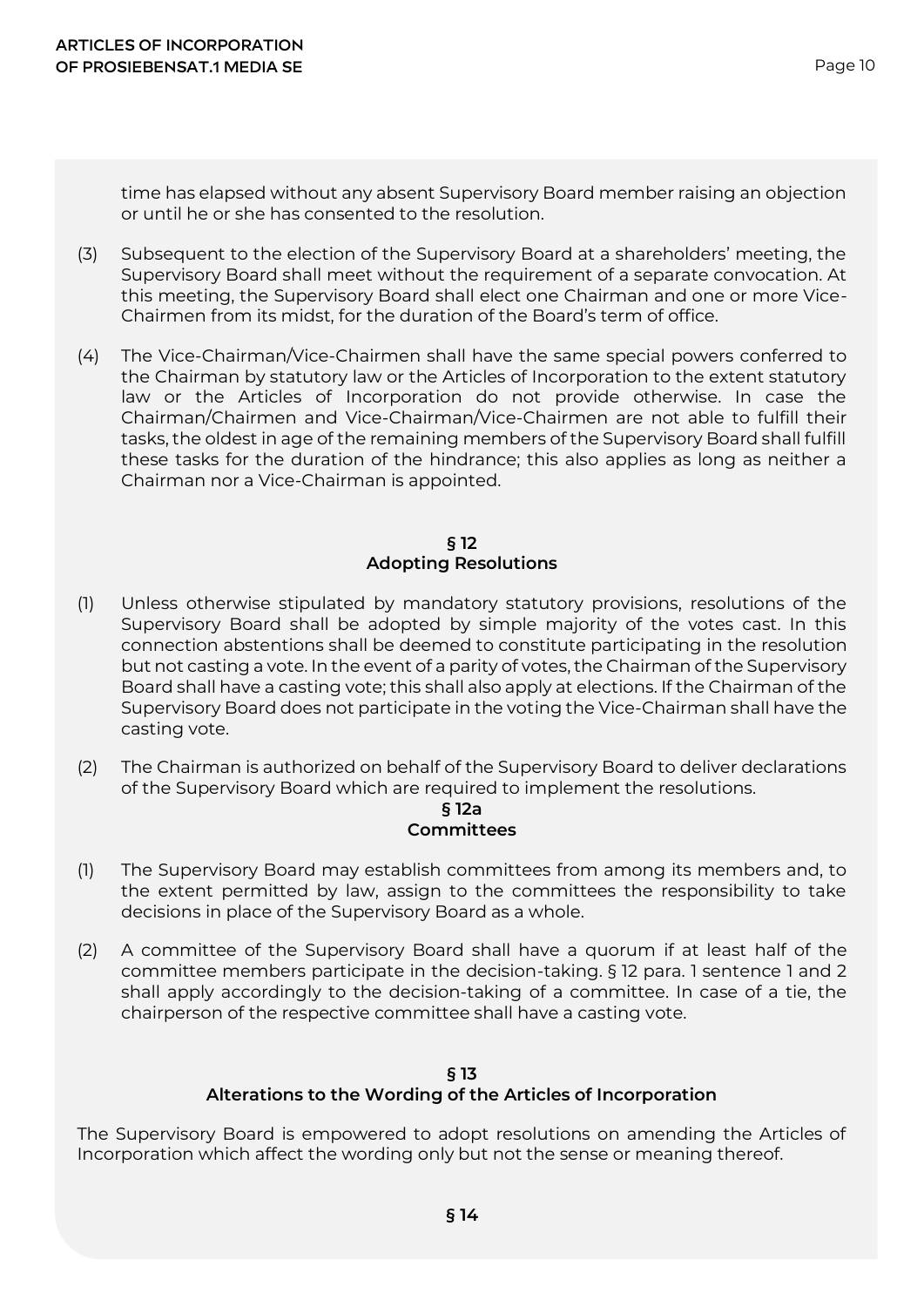time has elapsed without any absent Supervisory Board member raising an objection or until he or she has consented to the resolution.

(3) Subsequent to the election of the Supervisory Board at a shareholders' meeting, the Supervisory Board shall meet without the requirement of a separate convocation. At this meeting, the Supervisory Board shall elect one Chairman and one or more Vice-Chairmen from its midst, for the duration of the Board's term of office.

(4) The Vice-Chairman/Vice-Chairmen shall have the same special powers conferred to the Chairman by statutory law or the Articles of Incorporation to the extent statutory law or the Articles of Incorporation do not provide otherwise. In case the Chairman/Chairmen and Vice-Chairman/Vice-Chairmen are not able to fulfill their tasks, the oldest in age of the remaining members of the Supervisory Board shall fulfill these tasks for the duration of the hindrance; this also applies as long as neither a Chairman nor a Vice-Chairman is appointed.

## § 12
## Adopting Resolutions

(1) Unless otherwise stipulated by mandatory statutory provisions, resolutions of the Supervisory Board shall be adopted by simple majority of the votes cast. In this connection abstentions shall be deemed to constitute participating in the resolution but not casting a vote. In the event of a parity of votes, the Chairman of the Supervisory Board shall have a casting vote; this shall also apply at elections. If the Chairman of the Supervisory Board does not participate in the voting the Vice-Chairman shall have the casting vote.

(2) The Chairman is authorized on behalf of the Supervisory Board to deliver declarations of the Supervisory Board which are required to implement the resolutions.

## § 12a
## Committees

(1) The Supervisory Board may establish committees from among its members and, to the extent permitted by law, assign to the committees the responsibility to take decisions in place of the Supervisory Board as a whole.

(2) A committee of the Supervisory Board shall have a quorum if at least half of the committee members participate in the decision-taking. § 12 para. 1 sentence 1 and 2 shall apply accordingly to the decision-taking of a committee. In case of a tie, the chairperson of the respective committee shall have a casting vote.

## § 13
## Alterations to the Wording of the Articles of Incorporation

The Supervisory Board is empowered to adopt resolutions on amending the Articles of Incorporation which affect the wording only but not the sense or meaning thereof.

## § 14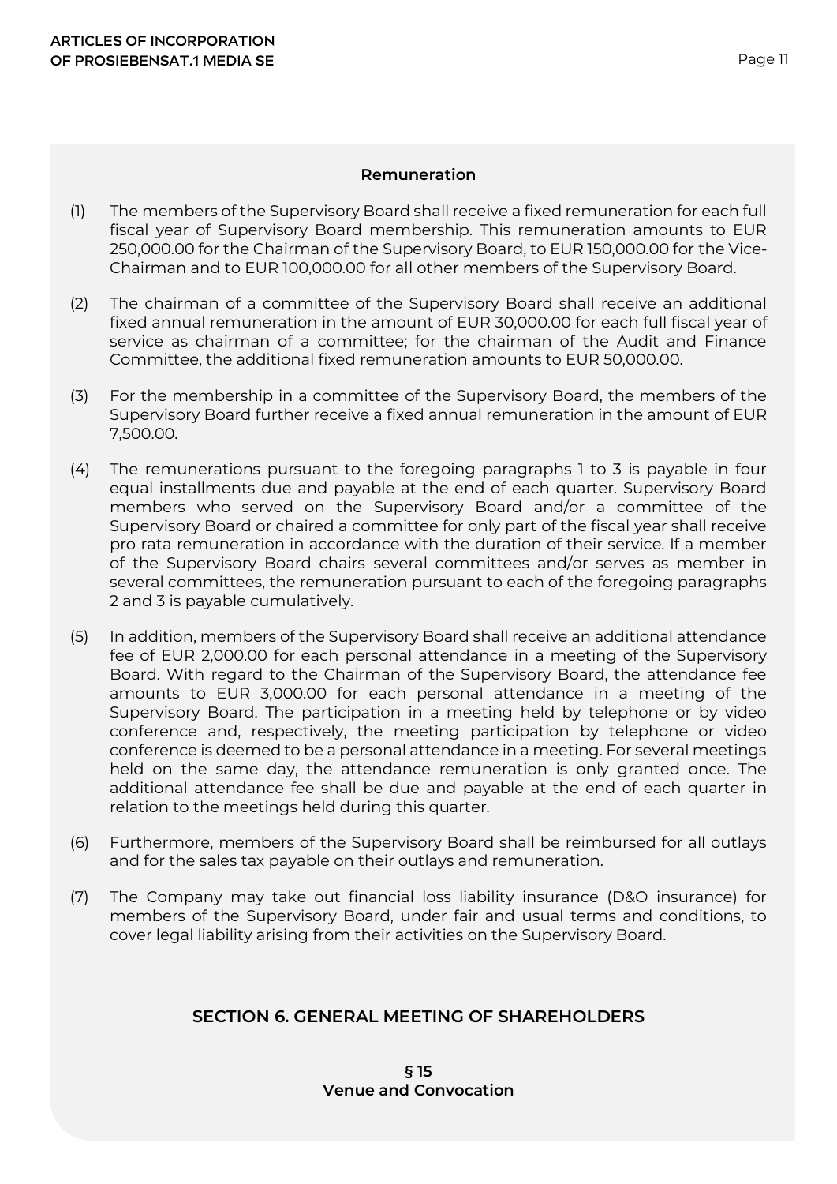**Remuneration**

(1) The members of the Supervisory Board shall receive a fixed remuneration for each full fiscal year of Supervisory Board membership. This remuneration amounts to EUR 250,000.00 for the Chairman of the Supervisory Board, to EUR 150,000.00 for the Vice-Chairman and to EUR 100,000.00 for all other members of the Supervisory Board.

(2) The chairman of a committee of the Supervisory Board shall receive an additional fixed annual remuneration in the amount of EUR 30,000.00 for each full fiscal year of service as chairman of a committee; for the chairman of the Audit and Finance Committee, the additional fixed remuneration amounts to EUR 50,000.00.

(3) For the membership in a committee of the Supervisory Board, the members of the Supervisory Board further receive a fixed annual remuneration in the amount of EUR 7,500.00.

(4) The remunerations pursuant to the foregoing paragraphs 1 to 3 is payable in four equal installments due and payable at the end of each quarter. Supervisory Board members who served on the Supervisory Board and/or a committee of the Supervisory Board or chaired a committee for only part of the fiscal year shall receive pro rata remuneration in accordance with the duration of their service. If a member of the Supervisory Board chairs several committees and/or serves as member in several committees, the remuneration pursuant to each of the foregoing paragraphs 2 and 3 is payable cumulatively.

(5) In addition, members of the Supervisory Board shall receive an additional attendance fee of EUR 2,000.00 for each personal attendance in a meeting of the Supervisory Board. With regard to the Chairman of the Supervisory Board, the attendance fee amounts to EUR 3,000.00 for each personal attendance in a meeting of the Supervisory Board. The participation in a meeting held by telephone or by video conference and, respectively, the meeting participation by telephone or video conference is deemed to be a personal attendance in a meeting. For several meetings held on the same day, the attendance remuneration is only granted once. The additional attendance fee shall be due and payable at the end of each quarter in relation to the meetings held during this quarter.

(6) Furthermore, members of the Supervisory Board shall be reimbursed for all outlays and for the sales tax payable on their outlays and remuneration.

(7) The Company may take out financial loss liability insurance (D&O insurance) for members of the Supervisory Board, under fair and usual terms and conditions, to cover legal liability arising from their activities on the Supervisory Board.

## SECTION 6. GENERAL MEETING OF SHAREHOLDERS

### § 15
### Venue and Convocation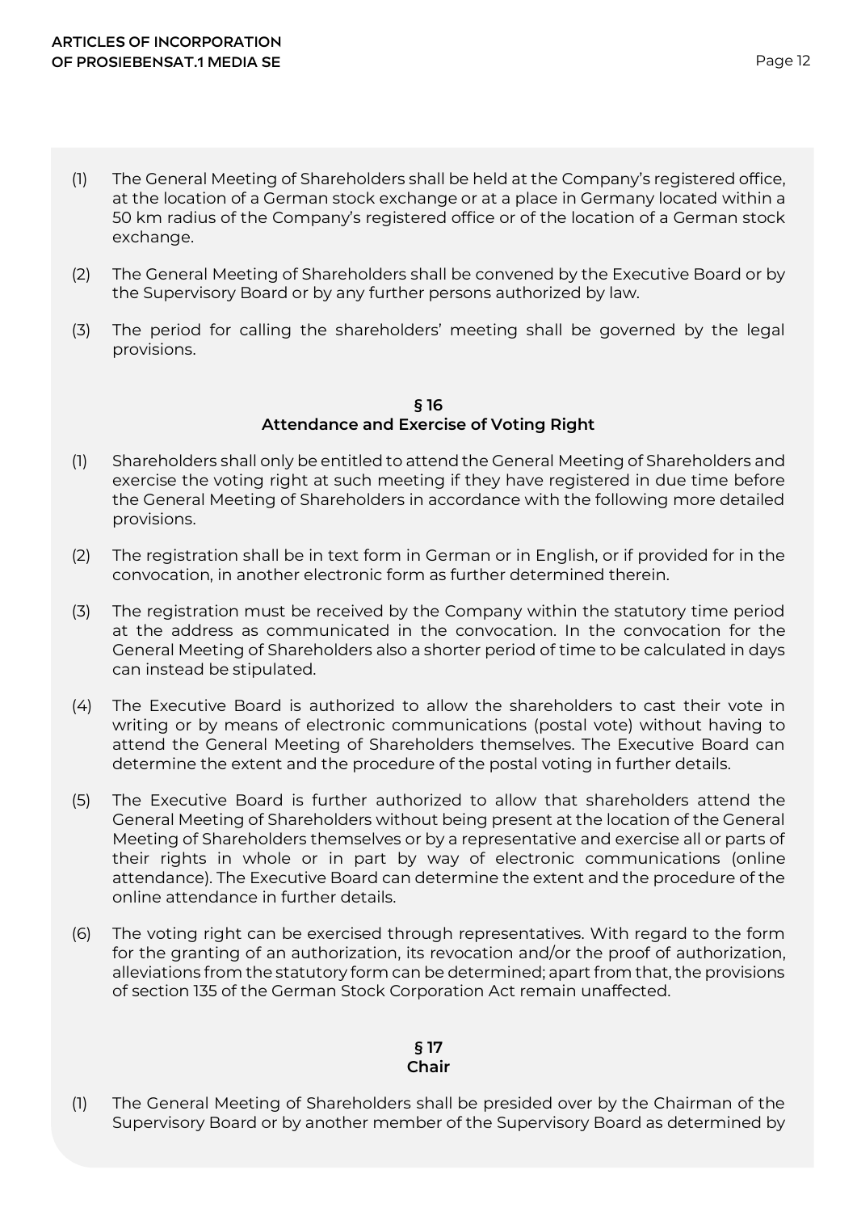(1) The General Meeting of Shareholders shall be held at the Company's registered office, at the location of a German stock exchange or at a place in Germany located within a 50 km radius of the Company's registered office or of the location of a German stock exchange.

(2) The General Meeting of Shareholders shall be convened by the Executive Board or by the Supervisory Board or by any further persons authorized by law.

(3) The period for calling the shareholders' meeting shall be governed by the legal provisions.

### § 16
### Attendance and Exercise of Voting Right

(1) Shareholders shall only be entitled to attend the General Meeting of Shareholders and exercise the voting right at such meeting if they have registered in due time before the General Meeting of Shareholders in accordance with the following more detailed provisions.

(2) The registration shall be in text form in German or in English, or if provided for in the convocation, in another electronic form as further determined therein.

(3) The registration must be received by the Company within the statutory time period at the address as communicated in the convocation. In the convocation for the General Meeting of Shareholders also a shorter period of time to be calculated in days can instead be stipulated.

(4) The Executive Board is authorized to allow the shareholders to cast their vote in writing or by means of electronic communications (postal vote) without having to attend the General Meeting of Shareholders themselves. The Executive Board can determine the extent and the procedure of the postal voting in further details.

(5) The Executive Board is further authorized to allow that shareholders attend the General Meeting of Shareholders without being present at the location of the General Meeting of Shareholders themselves or by a representative and exercise all or parts of their rights in whole or in part by way of electronic communications (online attendance). The Executive Board can determine the extent and the procedure of the online attendance in further details.

(6) The voting right can be exercised through representatives. With regard to the form for the granting of an authorization, its revocation and/or the proof of authorization, alleviations from the statutory form can be determined; apart from that, the provisions of section 135 of the German Stock Corporation Act remain unaffected.

### § 17
### Chair

(1) The General Meeting of Shareholders shall be presided over by the Chairman of the Supervisory Board or by another member of the Supervisory Board as determined by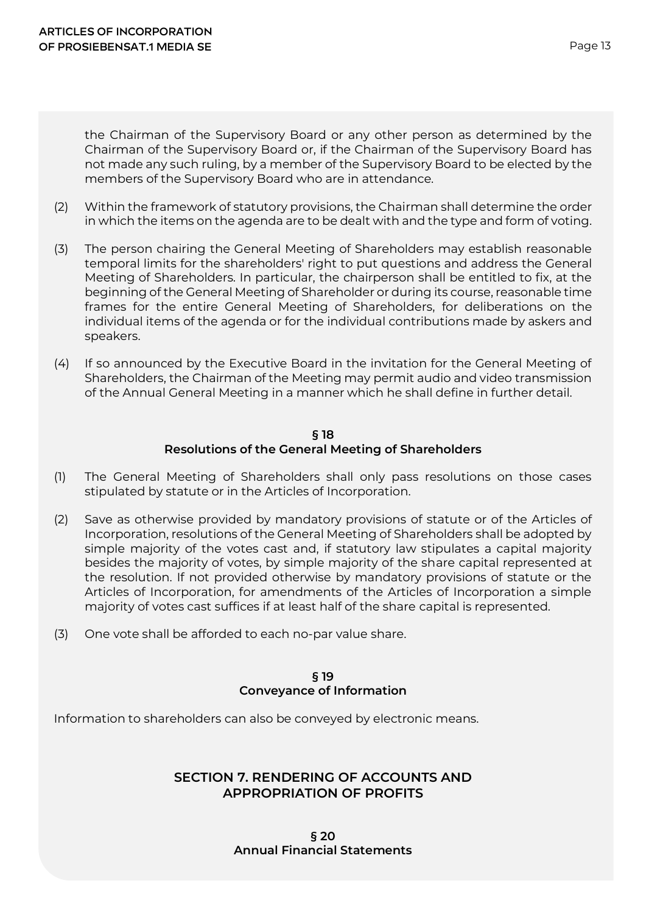the Chairman of the Supervisory Board or any other person as determined by the Chairman of the Supervisory Board or, if the Chairman of the Supervisory Board has not made any such ruling, by a member of the Supervisory Board to be elected by the members of the Supervisory Board who are in attendance.

(2) Within the framework of statutory provisions, the Chairman shall determine the order in which the items on the agenda are to be dealt with and the type and form of voting.

(3) The person chairing the General Meeting of Shareholders may establish reasonable temporal limits for the shareholders' right to put questions and address the General Meeting of Shareholders. In particular, the chairperson shall be entitled to fix, at the beginning of the General Meeting of Shareholder or during its course, reasonable time frames for the entire General Meeting of Shareholders, for deliberations on the individual items of the agenda or for the individual contributions made by askers and speakers.

(4) If so announced by the Executive Board in the invitation for the General Meeting of Shareholders, the Chairman of the Meeting may permit audio and video transmission of the Annual General Meeting in a manner which he shall define in further detail.

### § 18
### Resolutions of the General Meeting of Shareholders

(1) The General Meeting of Shareholders shall only pass resolutions on those cases stipulated by statute or in the Articles of Incorporation.

(2) Save as otherwise provided by mandatory provisions of statute or of the Articles of Incorporation, resolutions of the General Meeting of Shareholders shall be adopted by simple majority of the votes cast and, if statutory law stipulates a capital majority besides the majority of votes, by simple majority of the share capital represented at the resolution. If not provided otherwise by mandatory provisions of statute or the Articles of Incorporation, for amendments of the Articles of Incorporation a simple majority of votes cast suffices if at least half of the share capital is represented.

(3) One vote shall be afforded to each no-par value share.

### § 19
### Conveyance of Information

Information to shareholders can also be conveyed by electronic means.

## SECTION 7. RENDERING OF ACCOUNTS AND APPROPRIATION OF PROFITS

### § 20
### Annual Financial Statements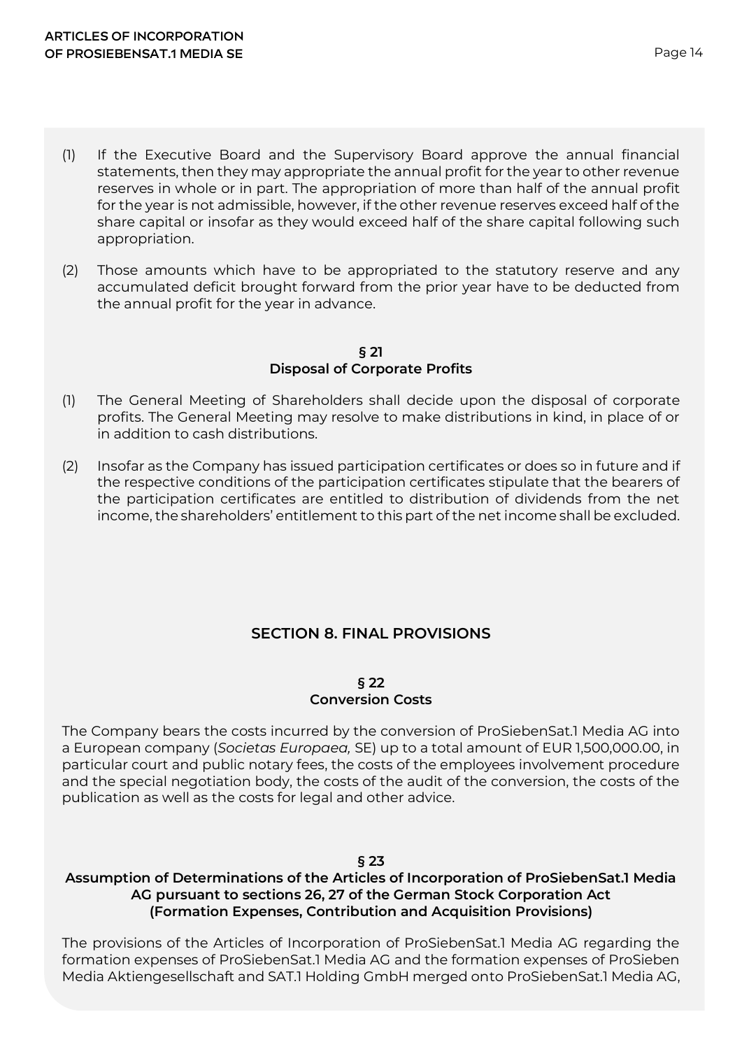(1) If the Executive Board and the Supervisory Board approve the annual financial statements, then they may appropriate the annual profit for the year to other revenue reserves in whole or in part. The appropriation of more than half of the annual profit for the year is not admissible, however, if the other revenue reserves exceed half of the share capital or insofar as they would exceed half of the share capital following such appropriation.

(2) Those amounts which have to be appropriated to the statutory reserve and any accumulated deficit brought forward from the prior year have to be deducted from the annual profit for the year in advance.

### § 21
### Disposal of Corporate Profits

(1) The General Meeting of Shareholders shall decide upon the disposal of corporate profits. The General Meeting may resolve to make distributions in kind, in place of or in addition to cash distributions.

(2) Insofar as the Company has issued participation certificates or does so in future and if the respective conditions of the participation certificates stipulate that the bearers of the participation certificates are entitled to distribution of dividends from the net income, the shareholders' entitlement to this part of the net income shall be excluded.

## SECTION 8. FINAL PROVISIONS

### § 22
### Conversion Costs

The Company bears the costs incurred by the conversion of ProSiebenSat.1 Media AG into a European company (*Societas Europaea,* SE) up to a total amount of EUR 1,500,000.00, in particular court and public notary fees, the costs of the employees involvement procedure and the special negotiation body, the costs of the audit of the conversion, the costs of the publication as well as the costs for legal and other advice.

### § 23
### Assumption of Determinations of the Articles of Incorporation of ProSiebenSat.1 Media AG pursuant to sections 26, 27 of the German Stock Corporation Act (Formation Expenses, Contribution and Acquisition Provisions)

The provisions of the Articles of Incorporation of ProSiebenSat.1 Media AG regarding the formation expenses of ProSiebenSat.1 Media AG and the formation expenses of ProSieben Media Aktiengesellschaft and SAT.1 Holding GmbH merged onto ProSiebenSat.1 Media AG,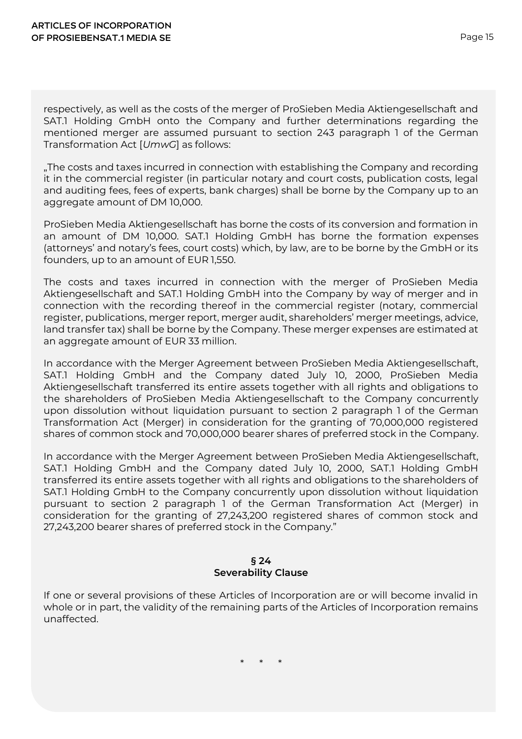respectively, as well as the costs of the merger of ProSieben Media Aktiengesellschaft and SAT.1 Holding GmbH onto the Company and further determinations regarding the mentioned merger are assumed pursuant to section 243 paragraph 1 of the German Transformation Act [*UmwG*] as follows:

„The costs and taxes incurred in connection with establishing the Company and recording it in the commercial register (in particular notary and court costs, publication costs, legal and auditing fees, fees of experts, bank charges) shall be borne by the Company up to an aggregate amount of DM 10,000.

ProSieben Media Aktiengesellschaft has borne the costs of its conversion and formation in an amount of DM 10,000. SAT.1 Holding GmbH has borne the formation expenses (attorneys' and notary's fees, court costs) which, by law, are to be borne by the GmbH or its founders, up to an amount of EUR 1,550.

The costs and taxes incurred in connection with the merger of ProSieben Media Aktiengesellschaft and SAT.1 Holding GmbH into the Company by way of merger and in connection with the recording thereof in the commercial register (notary, commercial register, publications, merger report, merger audit, shareholders' merger meetings, advice, land transfer tax) shall be borne by the Company. These merger expenses are estimated at an aggregate amount of EUR 33 million.

In accordance with the Merger Agreement between ProSieben Media Aktiengesellschaft, SAT.1 Holding GmbH and the Company dated July 10, 2000, ProSieben Media Aktiengesellschaft transferred its entire assets together with all rights and obligations to the shareholders of ProSieben Media Aktiengesellschaft to the Company concurrently upon dissolution without liquidation pursuant to section 2 paragraph 1 of the German Transformation Act (Merger) in consideration for the granting of 70,000,000 registered shares of common stock and 70,000,000 bearer shares of preferred stock in the Company.

In accordance with the Merger Agreement between ProSieben Media Aktiengesellschaft, SAT.1 Holding GmbH and the Company dated July 10, 2000, SAT.1 Holding GmbH transferred its entire assets together with all rights and obligations to the shareholders of SAT.1 Holding GmbH to the Company concurrently upon dissolution without liquidation pursuant to section 2 paragraph 1 of the German Transformation Act (Merger) in consideration for the granting of 27,243,200 registered shares of common stock and 27,243,200 bearer shares of preferred stock in the Company."

## § 24
## Severability Clause

If one or several provisions of these Articles of Incorporation are or will become invalid in whole or in part, the validity of the remaining parts of the Articles of Incorporation remains unaffected.

\* \* \*